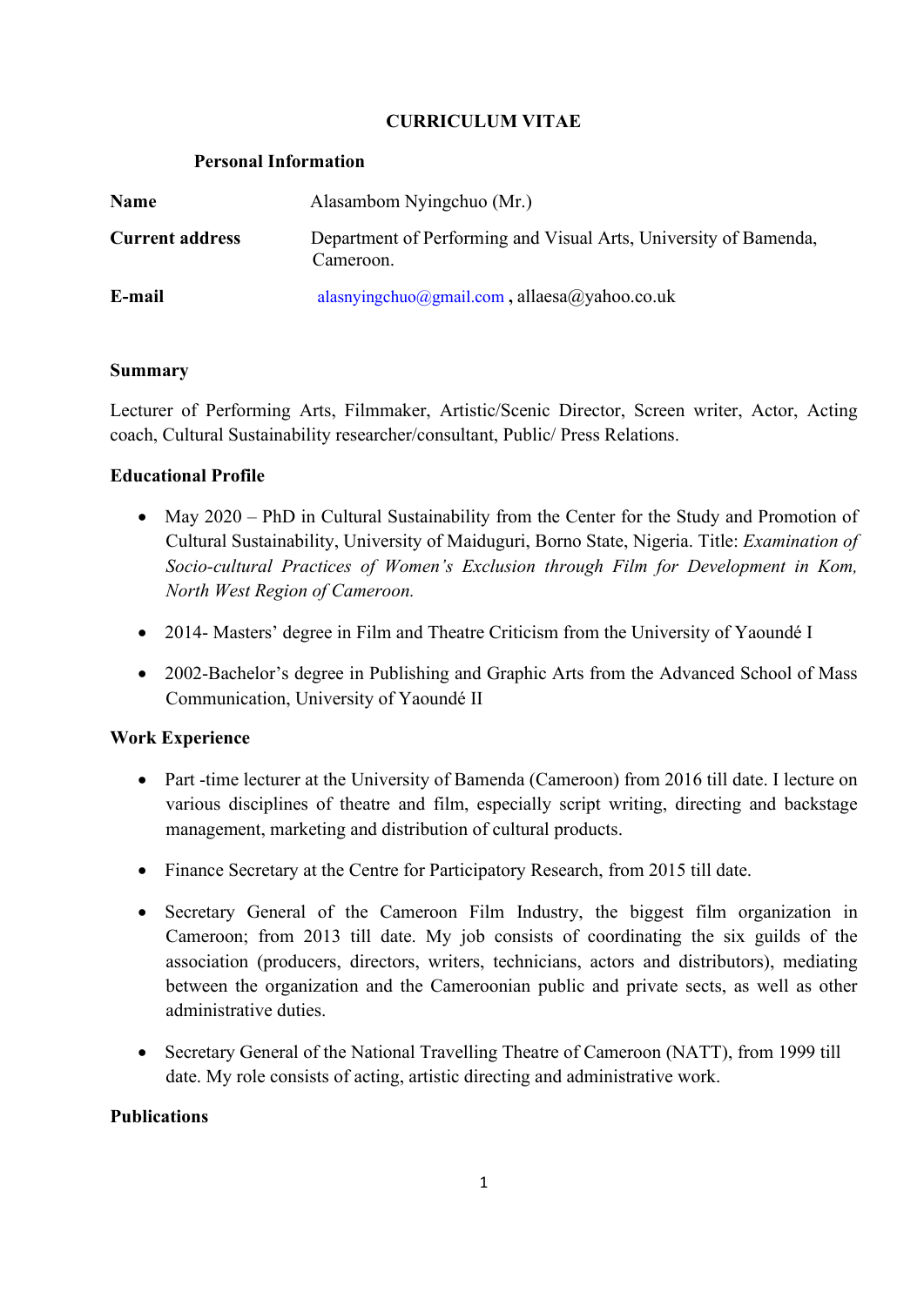# CURRICULUM VITAE

## Personal Information

| | |
|---|---|
| **Name** | Alasambom Nyingchuo (Mr.) |
| **Current address** | Department of Performing and Visual Arts, University of Bamenda, Cameroon. |
| **E-mail** | alasnyingchuo@gmail.com , allaesa@yahoo.co.uk |

### Summary

Lecturer of Performing Arts, Filmmaker, Artistic/Scenic Director, Screen writer, Actor, Acting coach, Cultural Sustainability researcher/consultant, Public/ Press Relations.

### Educational Profile

- May 2020 – PhD in Cultural Sustainability from the Center for the Study and Promotion of Cultural Sustainability, University of Maiduguri, Borno State, Nigeria. Title: *Examination of Socio-cultural Practices of Women's Exclusion through Film for Development in Kom, North West Region of Cameroon.*
- 2014- Masters' degree in Film and Theatre Criticism from the University of Yaoundé I
- 2002-Bachelor's degree in Publishing and Graphic Arts from the Advanced School of Mass Communication, University of Yaoundé II

### Work Experience

- Part -time lecturer at the University of Bamenda (Cameroon) from 2016 till date. I lecture on various disciplines of theatre and film, especially script writing, directing and backstage management, marketing and distribution of cultural products.
- Finance Secretary at the Centre for Participatory Research, from 2015 till date.
- Secretary General of the Cameroon Film Industry, the biggest film organization in Cameroon; from 2013 till date. My job consists of coordinating the six guilds of the association (producers, directors, writers, technicians, actors and distributors), mediating between the organization and the Cameroonian public and private sects, as well as other administrative duties.
- Secretary General of the National Travelling Theatre of Cameroon (NATT), from 1999 till date. My role consists of acting, artistic directing and administrative work.

### Publications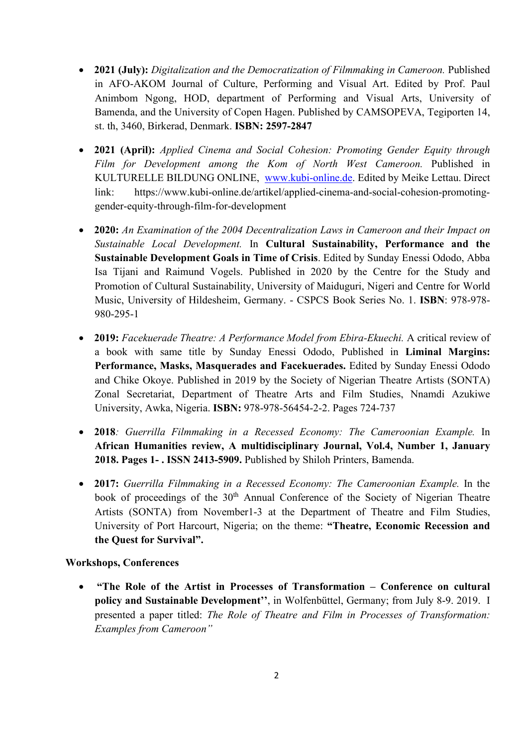- **2021 (July):** *Digitalization and the Democratization of Filmmaking in Cameroon.* Published in AFO-AKOM Journal of Culture, Performing and Visual Art. Edited by Prof. Paul Animbom Ngong, HOD, department of Performing and Visual Arts, University of Bamenda, and the University of Copen Hagen. Published by CAMSOPEVA, Tegiporten 14, st. th, 3460, Birkerad, Denmark. **ISBN: 2597-2847**

- **2021 (April):** *Applied Cinema and Social Cohesion: Promoting Gender Equity through Film for Development among the Kom of North West Cameroon.* Published in KULTURELLE BILDUNG ONLINE, [www.kubi-online.de](www.kubi-online.de). Edited by Meike Lettau. Direct link: https://www.kubi-online.de/artikel/applied-cinema-and-social-cohesion-promoting-gender-equity-through-film-for-development

- **2020:** *An Examination of the 2004 Decentralization Laws in Cameroon and their Impact on Sustainable Local Development.* In **Cultural Sustainability, Performance and the Sustainable Development Goals in Time of Crisis**. Edited by Sunday Enessi Ododo, Abba Isa Tijani and Raimund Vogels. Published in 2020 by the Centre for the Study and Promotion of Cultural Sustainability, University of Maiduguri, Nigeri and Centre for World Music, University of Hildesheim, Germany. - CSPCS Book Series No. 1. **ISBN**: 978-978-980-295-1

- **2019:** *Facekuerade Theatre: A Performance Model from Ebira-Ekuechi.* A critical review of a book with same title by Sunday Enessi Ododo, Published in **Liminal Margins: Performance, Masks, Masquerades and Facekuerades.** Edited by Sunday Enessi Ododo and Chike Okoye. Published in 2019 by the Society of Nigerian Theatre Artists (SONTA) Zonal Secretariat, Department of Theatre Arts and Film Studies, Nnamdi Azukiwe University, Awka, Nigeria. **ISBN:** 978-978-56454-2-2. Pages 724-737

- **2018***: Guerrilla Filmmaking in a Recessed Economy: The Cameroonian Example.* In **African Humanities review, A multidisciplinary Journal, Vol.4, Number 1, January 2018. Pages 1- . ISSN 2413-5909.** Published by Shiloh Printers, Bamenda.

- **2017:** *Guerrilla Filmmaking in a Recessed Economy: The Cameroonian Example.* In the book of proceedings of the 30th Annual Conference of the Society of Nigerian Theatre Artists (SONTA) from November1-3 at the Department of Theatre and Film Studies, University of Port Harcourt, Nigeria; on the theme: **"Theatre, Economic Recession and the Quest for Survival".**

**Workshops, Conferences**

- **"The Role of the Artist in Processes of Transformation – Conference on cultural policy and Sustainable Development''**, in Wolfenbüttel, Germany; from July 8-9. 2019. I presented a paper titled: *The Role of Theatre and Film in Processes of Transformation: Examples from Cameroon"*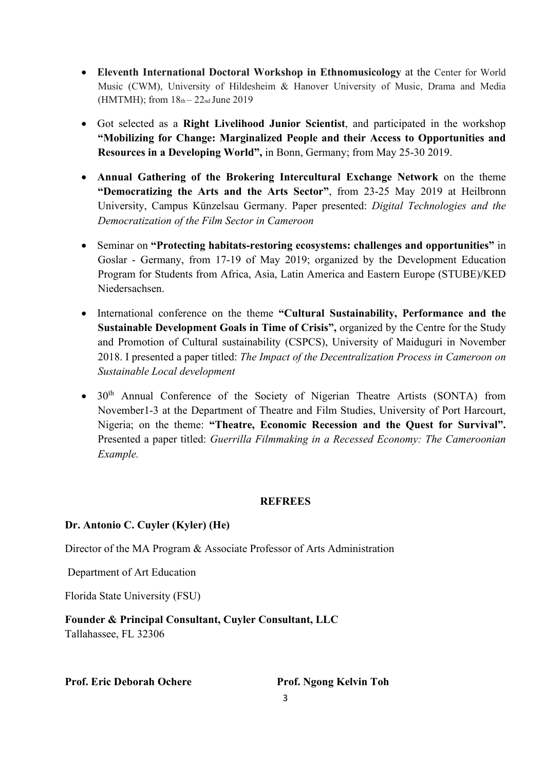- **Eleventh International Doctoral Workshop in Ethnomusicology** at the Center for World Music (CWM), University of Hildesheim & Hanover University of Music, Drama and Media (HMTMH); from 18th – 22nd June 2019

- Got selected as a **Right Livelihood Junior Scientist**, and participated in the workshop **"Mobilizing for Change: Marginalized People and their Access to Opportunities and Resources in a Developing World",** in Bonn, Germany; from May 25-30 2019.

- **Annual Gathering of the Brokering Intercultural Exchange Network** on the theme **"Democratizing the Arts and the Arts Sector"**, from 23-25 May 2019 at Heilbronn University, Campus Künzelsau Germany. Paper presented: *Digital Technologies and the Democratization of the Film Sector in Cameroon*

- Seminar on **"Protecting habitats-restoring ecosystems: challenges and opportunities"** in Goslar - Germany, from 17-19 of May 2019; organized by the Development Education Program for Students from Africa, Asia, Latin America and Eastern Europe (STUBE)/KED Niedersachsen.

- International conference on the theme **"Cultural Sustainability, Performance and the Sustainable Development Goals in Time of Crisis",** organized by the Centre for the Study and Promotion of Cultural sustainability (CSPCS), University of Maiduguri in November 2018. I presented a paper titled: *The Impact of the Decentralization Process in Cameroon on Sustainable Local development*

- 30th Annual Conference of the Society of Nigerian Theatre Artists (SONTA) from November1-3 at the Department of Theatre and Film Studies, University of Port Harcourt, Nigeria; on the theme: **"Theatre, Economic Recession and the Quest for Survival".** Presented a paper titled: *Guerrilla Filmmaking in a Recessed Economy: The Cameroonian Example.*

## REFREES

**Dr. Antonio C. Cuyler (Kyler) (He)**

Director of the MA Program & Associate Professor of Arts Administration

Department of Art Education

Florida State University (FSU)

**Founder & Principal Consultant, Cuyler Consultant, LLC**
Tallahassee, FL 32306

**Prof. Eric Deborah Ochere**

**Prof. Ngong Kelvin Toh**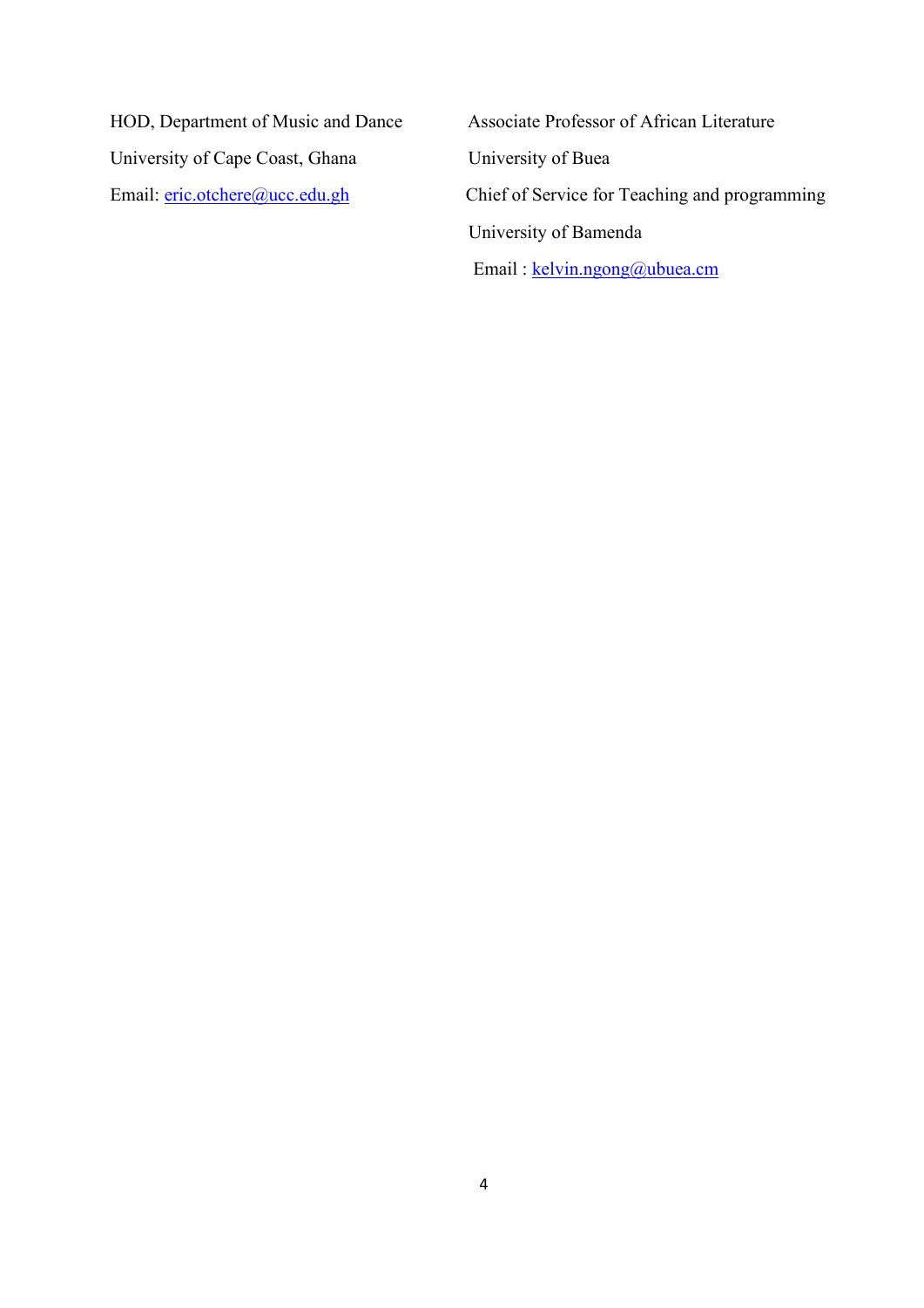HOD, Department of Music and Dance

University of Cape Coast, Ghana

Email: eric.otchere@ucc.edu.gh

Associate Professor of African Literature

University of Buea

Chief of Service for Teaching and programming

University of Bamenda

Email : kelvin.ngong@ubuea.cm